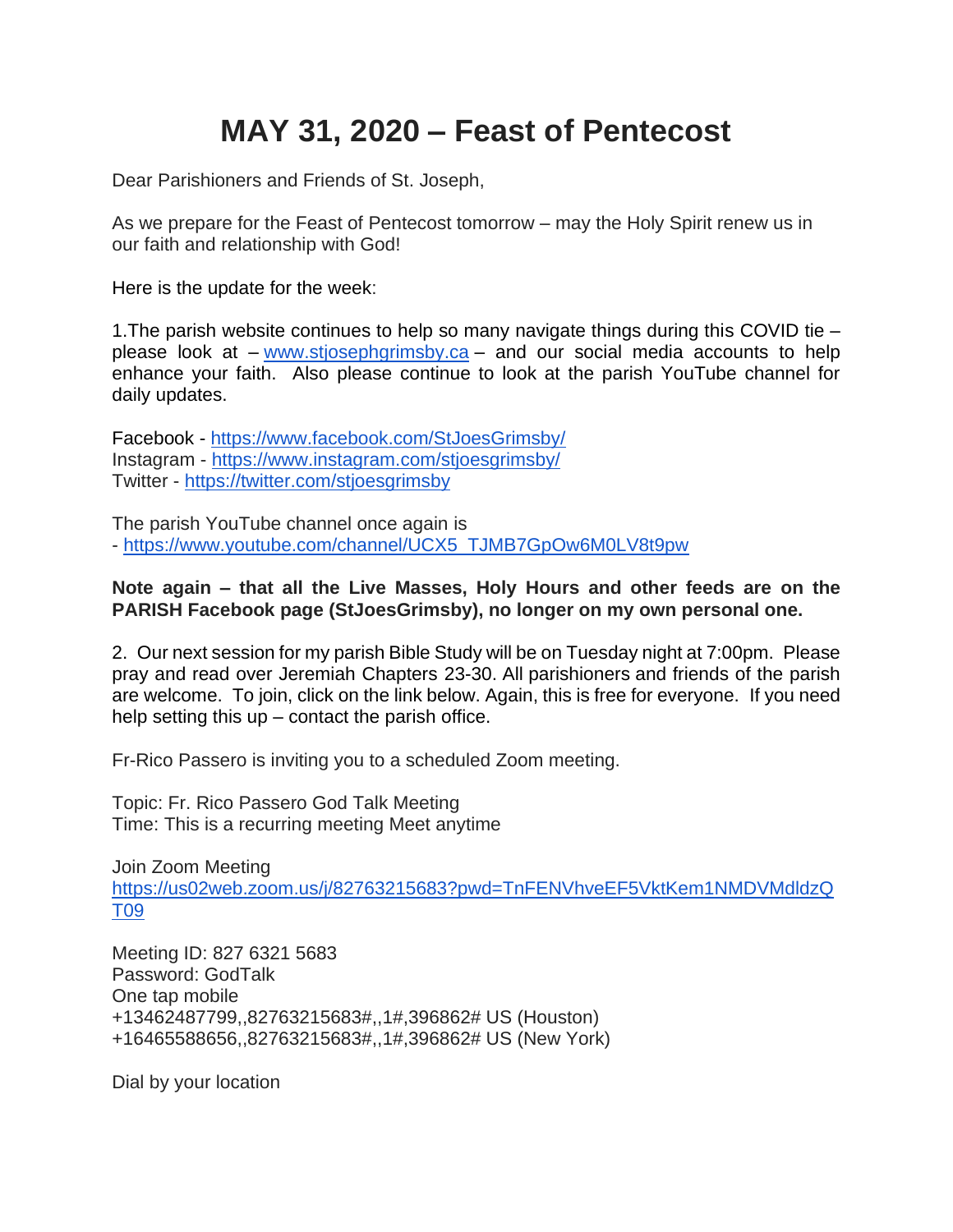# MAY 31, 2020 – Feast of Pentecost

Dear Parishioners and Friends of St. Joseph,

As we prepare for the Feast of Pentecost tomorrow – may the Holy Spirit renew us in our faith and relationship with God!

Here is the update for the week:

1.The parish website continues to help so many navigate things during this COVID tie – please look at – [www.stjosephgrimsby.ca](http://www.stjosephgrimsby.ca) – and our social media accounts to help enhance your faith. Also please continue to look at the parish YouTube channel for daily updates.

Facebook - [https://www.facebook.com/StJoesGrimsby/](https://www.facebook.com/StJoesGrimsby/)
Instagram - [https://www.instagram.com/stjoesgrimsby/](https://www.instagram.com/stjoesgrimsby/)
Twitter - [https://twitter.com/stjoesgrimsby](https://twitter.com/stjoesgrimsby)

The parish YouTube channel once again is
- [https://www.youtube.com/channel/UCX5_TJMB7GpOw6M0LV8t9pw](https://www.youtube.com/channel/UCX5_TJMB7GpOw6M0LV8t9pw)

**Note again – that all the Live Masses, Holy Hours and other feeds are on the PARISH Facebook page (StJoesGrimsby), no longer on my own personal one.**

2. Our next session for my parish Bible Study will be on Tuesday night at 7:00pm. Please pray and read over Jeremiah Chapters 23-30. All parishioners and friends of the parish are welcome. To join, click on the link below. Again, this is free for everyone. If you need help setting this up – contact the parish office.

Fr-Rico Passero is inviting you to a scheduled Zoom meeting.

Topic: Fr. Rico Passero God Talk Meeting
Time: This is a recurring meeting Meet anytime

Join Zoom Meeting
[https://us02web.zoom.us/j/82763215683?pwd=TnFENVhveEF5VktKem1NMDVMdldzQT09](https://us02web.zoom.us/j/82763215683?pwd=TnFENVhveEF5VktKem1NMDVMdldzQT09)

Meeting ID: 827 6321 5683
Password: GodTalk
One tap mobile
+13462487799,,82763215683#,,1#,396862# US (Houston)
+16465588656,,82763215683#,,1#,396862# US (New York)

Dial by your location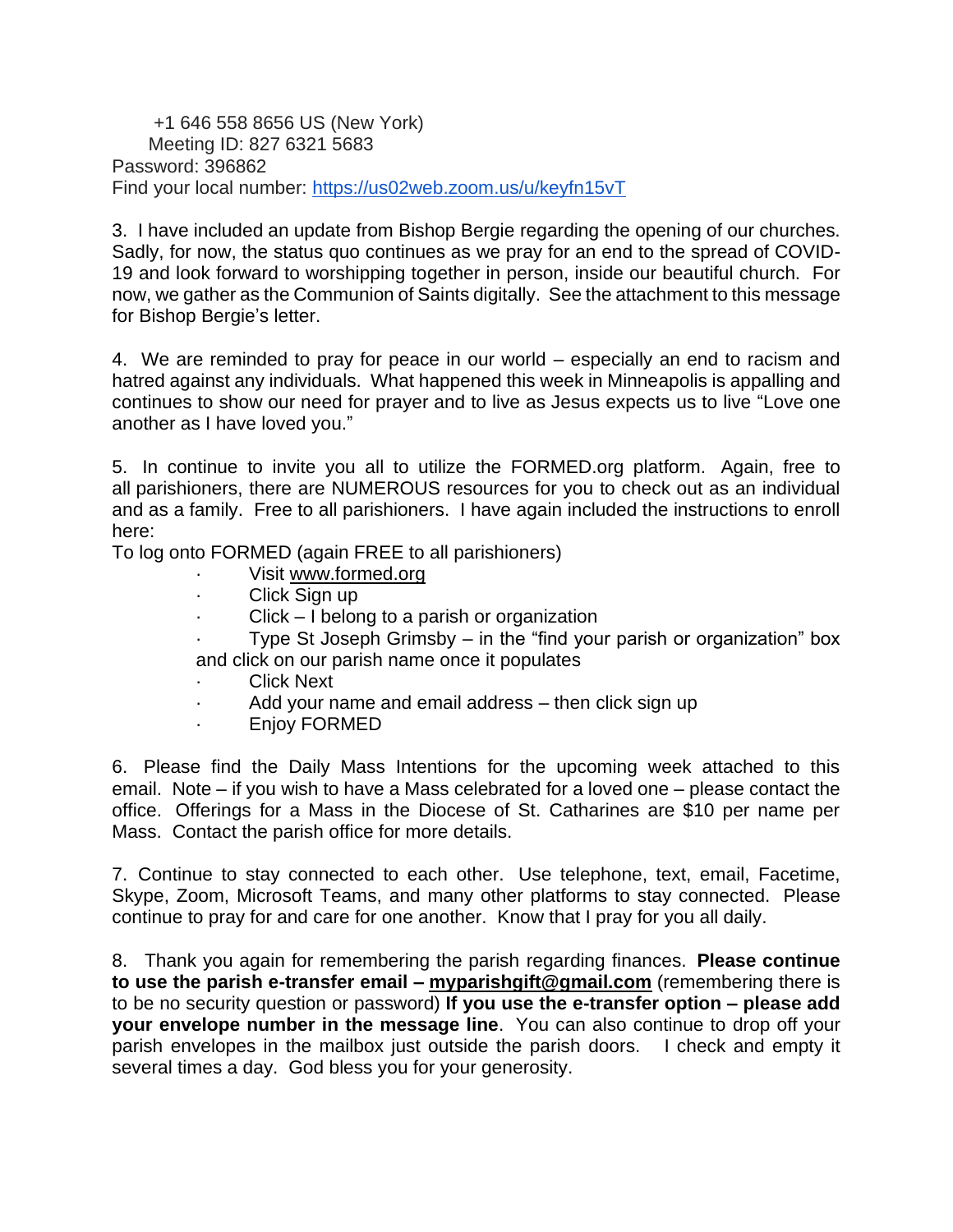+1 646 558 8656 US (New York)
Meeting ID: 827 6321 5683
Password: 396862
Find your local number: https://us02web.zoom.us/u/keyfn15vT

3. I have included an update from Bishop Bergie regarding the opening of our churches. Sadly, for now, the status quo continues as we pray for an end to the spread of COVID-19 and look forward to worshipping together in person, inside our beautiful church. For now, we gather as the Communion of Saints digitally. See the attachment to this message for Bishop Bergie's letter.

4. We are reminded to pray for peace in our world – especially an end to racism and hatred against any individuals. What happened this week in Minneapolis is appalling and continues to show our need for prayer and to live as Jesus expects us to live "Love one another as I have loved you."

5. In continue to invite you all to utilize the FORMED.org platform. Again, free to all parishioners, there are NUMEROUS resources for you to check out as an individual and as a family. Free to all parishioners. I have again included the instructions to enroll here:

To log onto FORMED (again FREE to all parishioners)

- Visit www.formed.org
- Click Sign up
- Click – I belong to a parish or organization
- Type St Joseph Grimsby – in the "find your parish or organization" box and click on our parish name once it populates
- Click Next
- Add your name and email address – then click sign up
- Enjoy FORMED

6. Please find the Daily Mass Intentions for the upcoming week attached to this email. Note – if you wish to have a Mass celebrated for a loved one – please contact the office. Offerings for a Mass in the Diocese of St. Catharines are $10 per name per Mass. Contact the parish office for more details.

7. Continue to stay connected to each other. Use telephone, text, email, Facetime, Skype, Zoom, Microsoft Teams, and many other platforms to stay connected. Please continue to pray for and care for one another. Know that I pray for you all daily.

8. Thank you again for remembering the parish regarding finances. **Please continue to use the parish e-transfer email – myparishgift@gmail.com** (remembering there is to be no security question or password) **If you use the e-transfer option – please add your envelope number in the message line**. You can also continue to drop off your parish envelopes in the mailbox just outside the parish doors. I check and empty it several times a day. God bless you for your generosity.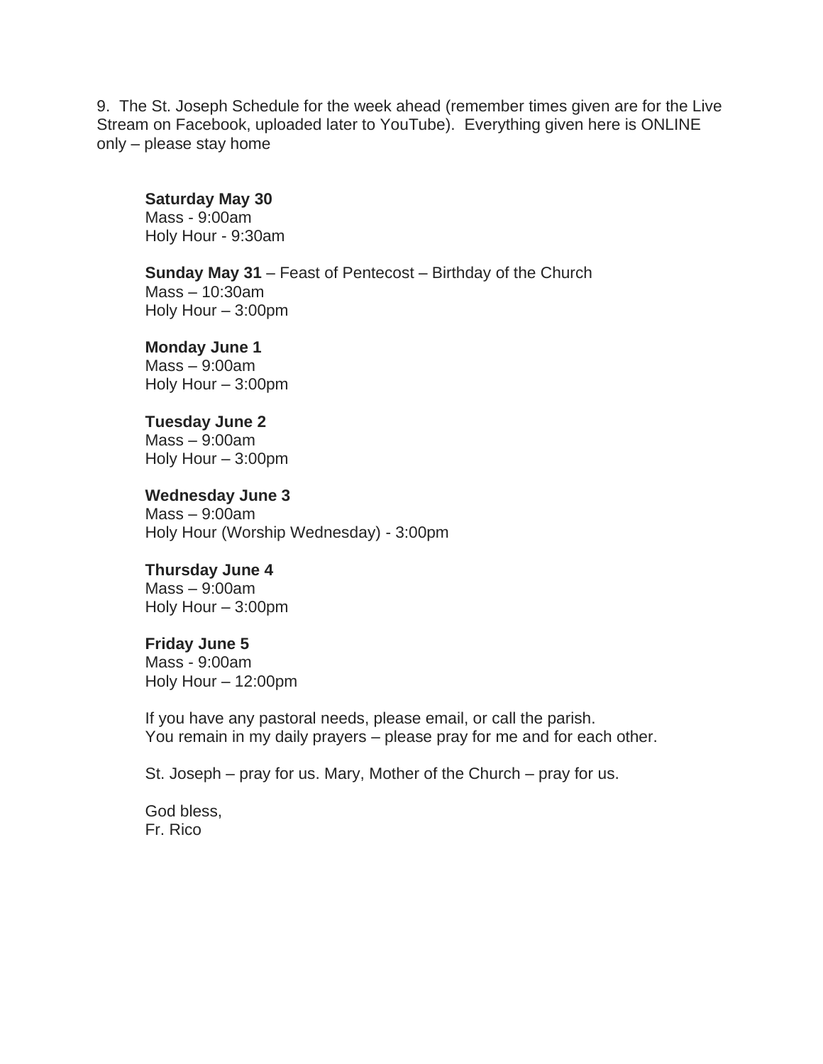9.  The St. Joseph Schedule for the week ahead (remember times given are for the Live Stream on Facebook, uploaded later to YouTube).  Everything given here is ONLINE only – please stay home

**Saturday May 30**
Mass - 9:00am
Holy Hour - 9:30am

**Sunday May 31** – Feast of Pentecost – Birthday of the Church
Mass – 10:30am
Holy Hour – 3:00pm

**Monday June 1**
Mass – 9:00am
Holy Hour – 3:00pm

**Tuesday June 2**
Mass – 9:00am
Holy Hour – 3:00pm

**Wednesday June 3**
Mass – 9:00am
Holy Hour (Worship Wednesday) - 3:00pm

**Thursday June 4**
Mass – 9:00am
Holy Hour – 3:00pm

**Friday June 5**
Mass - 9:00am
Holy Hour – 12:00pm

If you have any pastoral needs, please email, or call the parish.
You remain in my daily prayers – please pray for me and for each other.

St. Joseph – pray for us. Mary, Mother of the Church – pray for us.

God bless,
Fr. Rico